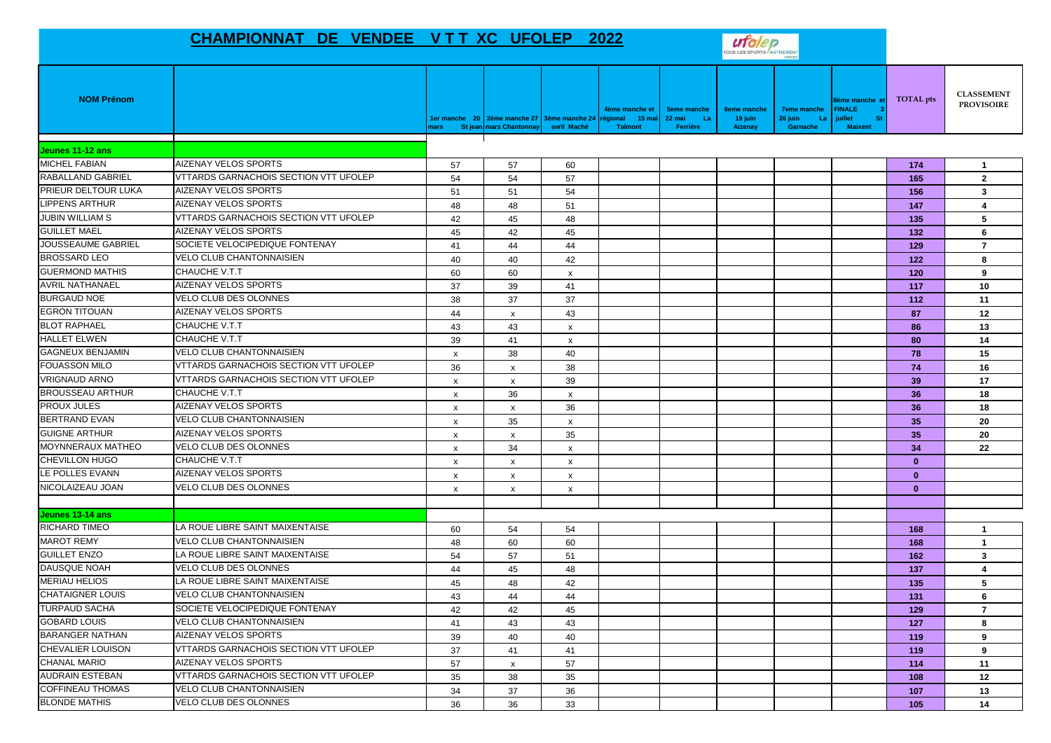# CHAMPIONNAT DE VENDEE V T T XC UFOLEP 2022

| NOM Prénom | | 1er manche 20 mars St jean | 2ème manche 27 mars Chantonnay | 3ème manche 24 avril Maché | 4ème manche et régional 15 mai Talmont | 5eme manche 22 mai La Ferrière | 6eme manche 19 juin Aizenay | 7eme manche 26 juin La Garnache | 8ème manche et FINALE 3 juillet St Maixent | TOTAL pts | CLASSEMENT PROVISOIRE |
|---|---|---|---|---|---|---|---|---|---|---|---|
| **Jeunes 11-12 ans** | | | | | | | | | | | |
| MICHEL FABIAN | AIZENAY VELOS SPORTS | 57 | 57 | 60 | | | | | | 174 | 1 |
| RABALLAND GABRIEL | VTTARDS GARNACHOIS SECTION VTT UFOLEP | 54 | 54 | 57 | | | | | | 165 | 2 |
| PRIEUR DELTOUR LUKA | AIZENAY VELOS SPORTS | 51 | 51 | 54 | | | | | | 156 | 3 |
| LIPPENS ARTHUR | AIZENAY VELOS SPORTS | 48 | 48 | 51 | | | | | | 147 | 4 |
| JUBIN WILLIAM S | VTTARDS GARNACHOIS SECTION VTT UFOLEP | 42 | 45 | 48 | | | | | | 135 | 5 |
| GUILLET MAEL | AIZENAY VELOS SPORTS | 45 | 42 | 45 | | | | | | 132 | 6 |
| JOUSSEAUME GABRIEL | SOCIETE VELOCIPEDIQUE FONTENAY | 41 | 44 | 44 | | | | | | 129 | 7 |
| BROSSARD LEO | VELO CLUB CHANTONNAISIEN | 40 | 40 | 42 | | | | | | 122 | 8 |
| GUERMOND MATHIS | CHAUCHE V.T.T | 60 | 60 | x | | | | | | 120 | 9 |
| AVRIL NATHANAEL | AIZENAY VELOS SPORTS | 37 | 39 | 41 | | | | | | 117 | 10 |
| BURGAUD NOE | VELO CLUB DES OLONNES | 38 | 37 | 37 | | | | | | 112 | 11 |
| EGRON TITOUAN | AIZENAY VELOS SPORTS | 44 | x | 43 | | | | | | 87 | 12 |
| BLOT RAPHAEL | CHAUCHE V.T.T | 43 | 43 | x | | | | | | 86 | 13 |
| HALLET ELWEN | CHAUCHE V.T.T | 39 | 41 | x | | | | | | 80 | 14 |
| GAGNEUX BENJAMIN | VELO CLUB CHANTONNAISIEN | x | 38 | 40 | | | | | | 78 | 15 |
| FOUASSON MILO | VTTARDS GARNACHOIS SECTION VTT UFOLEP | 36 | x | 38 | | | | | | 74 | 16 |
| VRIGNAUD ARNO | VTTARDS GARNACHOIS SECTION VTT UFOLEP | x | x | 39 | | | | | | 39 | 17 |
| BROUSSEAU ARTHUR | CHAUCHE V.T.T | x | 36 | x | | | | | | 36 | 18 |
| PROUX JULES | AIZENAY VELOS SPORTS | x | x | 36 | | | | | | 36 | 18 |
| BERTRAND EVAN | VELO CLUB CHANTONNAISIEN | x | 35 | x | | | | | | 35 | 20 |
| GUIGNE ARTHUR | AIZENAY VELOS SPORTS | x | x | 35 | | | | | | 35 | 20 |
| MOYNNERAUX MATHEO | VELO CLUB DES OLONNES | x | 34 | x | | | | | | 34 | 22 |
| CHEVILLON HUGO | CHAUCHE V.T.T | x | x | x | | | | | | 0 | |
| LE POLLES EVANN | AIZENAY VELOS SPORTS | x | x | x | | | | | | 0 | |
| NICOLAIZEAU JOAN | VELO CLUB DES OLONNES | x | x | x | | | | | | 0 | |
| | | | | | | | | | | | |
| **Jeunes 13-14 ans** | | | | | | | | | | | |
| RICHARD TIMEO | LA ROUE LIBRE SAINT MAIXENTAISE | 60 | 54 | 54 | | | | | | 168 | 1 |
| MAROT REMY | VELO CLUB CHANTONNAISIEN | 48 | 60 | 60 | | | | | | 168 | 1 |
| GUILLET ENZO | LA ROUE LIBRE SAINT MAIXENTAISE | 54 | 57 | 51 | | | | | | 162 | 3 |
| DAUSQUE NOAH | VELO CLUB DES OLONNES | 44 | 45 | 48 | | | | | | 137 | 4 |
| MERIAU HELIOS | LA ROUE LIBRE SAINT MAIXENTAISE | 45 | 48 | 42 | | | | | | 135 | 5 |
| CHATAIGNER LOUIS | VELO CLUB CHANTONNAISIEN | 43 | 44 | 44 | | | | | | 131 | 6 |
| TURPAUD SACHA | SOCIETE VELOCIPEDIQUE FONTENAY | 42 | 42 | 45 | | | | | | 129 | 7 |
| GOBARD LOUIS | VELO CLUB CHANTONNAISIEN | 41 | 43 | 43 | | | | | | 127 | 8 |
| BARANGER NATHAN | AIZENAY VELOS SPORTS | 39 | 40 | 40 | | | | | | 119 | 9 |
| CHEVALIER LOUISON | VTTARDS GARNACHOIS SECTION VTT UFOLEP | 37 | 41 | 41 | | | | | | 119 | 9 |
| CHANAL MARIO | AIZENAY VELOS SPORTS | 57 | x | 57 | | | | | | 114 | 11 |
| AUDRAIN ESTEBAN | VTTARDS GARNACHOIS SECTION VTT UFOLEP | 35 | 38 | 35 | | | | | | 108 | 12 |
| COFFINEAU THOMAS | VELO CLUB CHANTONNAISIEN | 34 | 37 | 36 | | | | | | 107 | 13 |
| BLONDE MATHIS | VELO CLUB DES OLONNES | 36 | 36 | 33 | | | | | | 105 | 14 |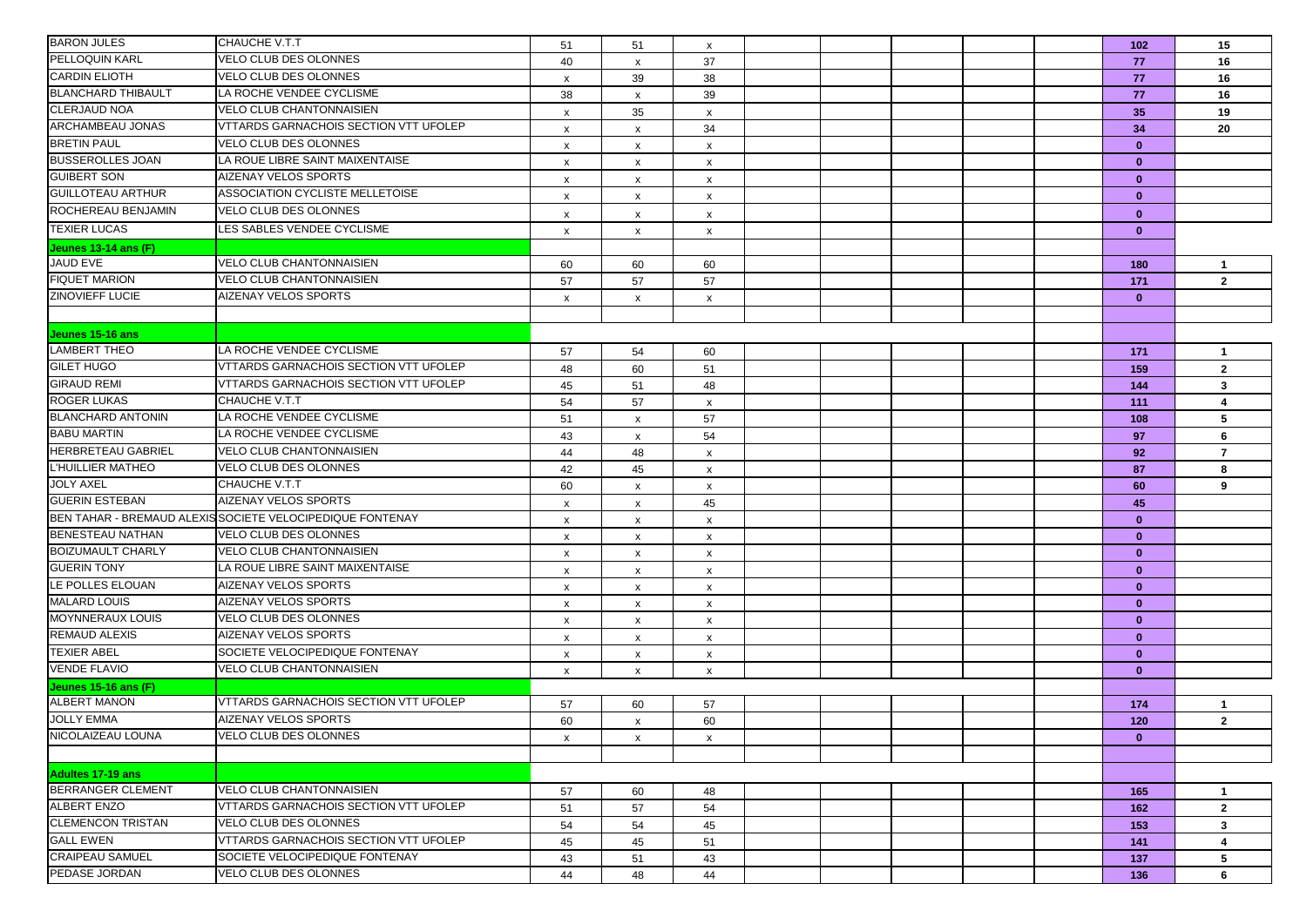| | | | | | | | | | | | | |
|---|---|---|---|---|---|---|---|---|---|---|---|---|
| BARON JULES | CHAUCHE V.T.T | 51 | 51 | x | | | | | | | 102 | 15 |
| PELLOQUIN KARL | VELO CLUB DES OLONNES | 40 | x | 37 | | | | | | | 77 | 16 |
| CARDIN ELIOTH | VELO CLUB DES OLONNES | x | 39 | 38 | | | | | | | 77 | 16 |
| BLANCHARD THIBAULT | LA ROCHE VENDEE CYCLISME | 38 | x | 39 | | | | | | | 77 | 16 |
| CLERJAUD NOA | VELO CLUB CHANTONNAISIEN | x | 35 | x | | | | | | | 35 | 19 |
| ARCHAMBEAU JONAS | VTTARDS GARNACHOIS SECTION VTT UFOLEP | x | x | 34 | | | | | | | 34 | 20 |
| BRETIN PAUL | VELO CLUB DES OLONNES | x | x | x | | | | | | | 0 | |
| BUSSEROLLES JOAN | LA ROUE LIBRE SAINT MAIXENTAISE | x | x | x | | | | | | | 0 | |
| GUIBERT SON | AIZENAY VELOS SPORTS | x | x | x | | | | | | | 0 | |
| GUILLOTEAU ARTHUR | ASSOCIATION CYCLISTE MELLETOISE | x | x | x | | | | | | | 0 | |
| ROCHEREAU BENJAMIN | VELO CLUB DES OLONNES | x | x | x | | | | | | | 0 | |
| TEXIER LUCAS | LES SABLES VENDEE CYCLISME | x | x | x | | | | | | | 0 | |
| **Jeunes 13-14 ans (F)** | | | | | | | | | | | | |
| JAUD EVE | VELO CLUB CHANTONNAISIEN | 60 | 60 | 60 | | | | | | | 180 | 1 |
| FIQUET MARION | VELO CLUB CHANTONNAISIEN | 57 | 57 | 57 | | | | | | | 171 | 2 |
| ZINOVIEFF LUCIE | AIZENAY VELOS SPORTS | x | x | x | | | | | | | 0 | |
| | | | | | | | | | | | | |
| **Jeunes 15-16 ans** | | | | | | | | | | | | |
| LAMBERT THEO | LA ROCHE VENDEE CYCLISME | 57 | 54 | 60 | | | | | | | 171 | 1 |
| GILET HUGO | VTTARDS GARNACHOIS SECTION VTT UFOLEP | 48 | 60 | 51 | | | | | | | 159 | 2 |
| GIRAUD REMI | VTTARDS GARNACHOIS SECTION VTT UFOLEP | 45 | 51 | 48 | | | | | | | 144 | 3 |
| ROGER LUKAS | CHAUCHE V.T.T | 54 | 57 | x | | | | | | | 111 | 4 |
| BLANCHARD ANTONIN | LA ROCHE VENDEE CYCLISME | 51 | x | 57 | | | | | | | 108 | 5 |
| BABU MARTIN | LA ROCHE VENDEE CYCLISME | 43 | x | 54 | | | | | | | 97 | 6 |
| HERBRETEAU GABRIEL | VELO CLUB CHANTONNAISIEN | 44 | 48 | x | | | | | | | 92 | 7 |
| L'HUILLIER MATHEO | VELO CLUB DES OLONNES | 42 | 45 | x | | | | | | | 87 | 8 |
| JOLY AXEL | CHAUCHE V.T.T | 60 | x | x | | | | | | | 60 | 9 |
| GUERIN ESTEBAN | AIZENAY VELOS SPORTS | x | x | 45 | | | | | | | 45 | |
| BEN TAHAR - BREMAUD ALEXIS | SOCIETE VELOCIPEDIQUE FONTENAY | x | x | x | | | | | | | 0 | |
| BENESTEAU NATHAN | VELO CLUB DES OLONNES | x | x | x | | | | | | | 0 | |
| BOIZUMAULT CHARLY | VELO CLUB CHANTONNAISIEN | x | x | x | | | | | | | 0 | |
| GUERIN TONY | LA ROUE LIBRE SAINT MAIXENTAISE | x | x | x | | | | | | | 0 | |
| LE POLLES ELOUAN | AIZENAY VELOS SPORTS | x | x | x | | | | | | | 0 | |
| MALARD LOUIS | AIZENAY VELOS SPORTS | x | x | x | | | | | | | 0 | |
| MOYNNERAUX LOUIS | VELO CLUB DES OLONNES | x | x | x | | | | | | | 0 | |
| REMAUD ALEXIS | AIZENAY VELOS SPORTS | x | x | x | | | | | | | 0 | |
| TEXIER ABEL | SOCIETE VELOCIPEDIQUE FONTENAY | x | x | x | | | | | | | 0 | |
| VENDE FLAVIO | VELO CLUB CHANTONNAISIEN | x | x | x | | | | | | | 0 | |
| **Jeunes 15-16 ans (F)** | | | | | | | | | | | | |
| ALBERT MANON | VTTARDS GARNACHOIS SECTION VTT UFOLEP | 57 | 60 | 57 | | | | | | | 174 | 1 |
| JOLLY EMMA | AIZENAY VELOS SPORTS | 60 | x | 60 | | | | | | | 120 | 2 |
| NICOLAIZEAU LOUNA | VELO CLUB DES OLONNES | x | x | x | | | | | | | 0 | |
| | | | | | | | | | | | | |
| **Adultes 17-19 ans** | | | | | | | | | | | | |
| BERRANGER CLEMENT | VELO CLUB CHANTONNAISIEN | 57 | 60 | 48 | | | | | | | 165 | 1 |
| ALBERT ENZO | VTTARDS GARNACHOIS SECTION VTT UFOLEP | 51 | 57 | 54 | | | | | | | 162 | 2 |
| CLEMENCON TRISTAN | VELO CLUB DES OLONNES | 54 | 54 | 45 | | | | | | | 153 | 3 |
| GALL EWEN | VTTARDS GARNACHOIS SECTION VTT UFOLEP | 45 | 45 | 51 | | | | | | | 141 | 4 |
| CRAIPEAU SAMUEL | SOCIETE VELOCIPEDIQUE FONTENAY | 43 | 51 | 43 | | | | | | | 137 | 5 |
| PEDASE JORDAN | VELO CLUB DES OLONNES | 44 | 48 | 44 | | | | | | | 136 | 6 |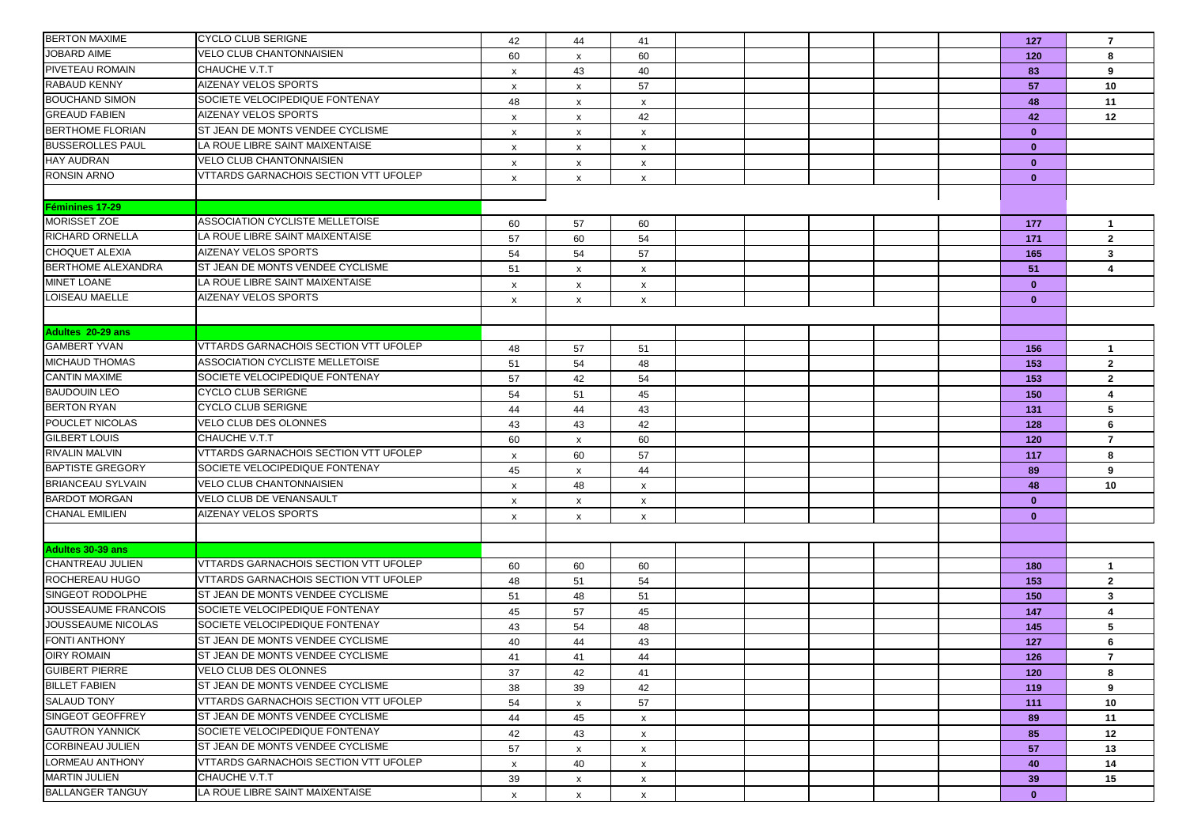| | | | | | | | | | | | |
|---|---|---|---|---|---|---|---|---|---|---|---|
| BERTON MAXIME | CYCLO CLUB SERIGNE | 42 | 44 | 41 | | | | | | 127 | 7 |
| JOBARD AIME | VELO CLUB CHANTONNAISIEN | 60 | x | 60 | | | | | | 120 | 8 |
| PIVETEAU ROMAIN | CHAUCHE V.T.T | x | 43 | 40 | | | | | | 83 | 9 |
| RABAUD KENNY | AIZENAY VELOS SPORTS | x | x | 57 | | | | | | 57 | 10 |
| BOUCHAND SIMON | SOCIETE VELOCIPEDIQUE FONTENAY | 48 | x | x | | | | | | 48 | 11 |
| GREAUD FABIEN | AIZENAY VELOS SPORTS | x | x | 42 | | | | | | 42 | 12 |
| BERTHOME FLORIAN | ST JEAN DE MONTS VENDEE CYCLISME | x | x | x | | | | | | 0 | |
| BUSSEROLLES PAUL | LA ROUE LIBRE SAINT MAIXENTAISE | x | x | x | | | | | | 0 | |
| HAY AUDRAN | VELO CLUB CHANTONNAISIEN | x | x | x | | | | | | 0 | |
| RONSIN ARNO | VTTARDS GARNACHOIS SECTION VTT UFOLEP | x | x | x | | | | | | 0 | |
| | | | | | | | | | | | |
| **Féminines 17-29** | | | | | | | | | | | |
| MORISSET ZOE | ASSOCIATION CYCLISTE MELLETOISE | 60 | 57 | 60 | | | | | | 177 | 1 |
| RICHARD ORNELLA | LA ROUE LIBRE SAINT MAIXENTAISE | 57 | 60 | 54 | | | | | | 171 | 2 |
| CHOQUET ALEXIA | AIZENAY VELOS SPORTS | 54 | 54 | 57 | | | | | | 165 | 3 |
| BERTHOME ALEXANDRA | ST JEAN DE MONTS VENDEE CYCLISME | 51 | x | x | | | | | | 51 | 4 |
| MINET LOANE | LA ROUE LIBRE SAINT MAIXENTAISE | x | x | x | | | | | | 0 | |
| LOISEAU MAELLE | AIZENAY VELOS SPORTS | x | x | x | | | | | | 0 | |
| | | | | | | | | | | | |
| **Adultes 20-29 ans** | | | | | | | | | | | |
| GAMBERT YVAN | VTTARDS GARNACHOIS SECTION VTT UFOLEP | 48 | 57 | 51 | | | | | | 156 | 1 |
| MICHAUD THOMAS | ASSOCIATION CYCLISTE MELLETOISE | 51 | 54 | 48 | | | | | | 153 | 2 |
| CANTIN MAXIME | SOCIETE VELOCIPEDIQUE FONTENAY | 57 | 42 | 54 | | | | | | 153 | 2 |
| BAUDOUIN LEO | CYCLO CLUB SERIGNE | 54 | 51 | 45 | | | | | | 150 | 4 |
| BERTON RYAN | CYCLO CLUB SERIGNE | 44 | 44 | 43 | | | | | | 131 | 5 |
| POUCLET NICOLAS | VELO CLUB DES OLONNES | 43 | 43 | 42 | | | | | | 128 | 6 |
| GILBERT LOUIS | CHAUCHE V.T.T | 60 | x | 60 | | | | | | 120 | 7 |
| RIVALIN MALVIN | VTTARDS GARNACHOIS SECTION VTT UFOLEP | x | 60 | 57 | | | | | | 117 | 8 |
| BAPTISTE GREGORY | SOCIETE VELOCIPEDIQUE FONTENAY | 45 | x | 44 | | | | | | 89 | 9 |
| BRIANCEAU SYLVAIN | VELO CLUB CHANTONNAISIEN | x | 48 | x | | | | | | 48 | 10 |
| BARDOT MORGAN | VELO CLUB DE VENANSAULT | x | x | x | | | | | | 0 | |
| CHANAL EMILIEN | AIZENAY VELOS SPORTS | x | x | x | | | | | | 0 | |
| | | | | | | | | | | | |
| **Adultes 30-39 ans** | | | | | | | | | | | |
| CHANTREAU JULIEN | VTTARDS GARNACHOIS SECTION VTT UFOLEP | 60 | 60 | 60 | | | | | | 180 | 1 |
| ROCHEREAU HUGO | VTTARDS GARNACHOIS SECTION VTT UFOLEP | 48 | 51 | 54 | | | | | | 153 | 2 |
| SINGEOT RODOLPHE | ST JEAN DE MONTS VENDEE CYCLISME | 51 | 48 | 51 | | | | | | 150 | 3 |
| JOUSSEAUME FRANCOIS | SOCIETE VELOCIPEDIQUE FONTENAY | 45 | 57 | 45 | | | | | | 147 | 4 |
| JOUSSEAUME NICOLAS | SOCIETE VELOCIPEDIQUE FONTENAY | 43 | 54 | 48 | | | | | | 145 | 5 |
| FONTI ANTHONY | ST JEAN DE MONTS VENDEE CYCLISME | 40 | 44 | 43 | | | | | | 127 | 6 |
| OIRY ROMAIN | ST JEAN DE MONTS VENDEE CYCLISME | 41 | 41 | 44 | | | | | | 126 | 7 |
| GUIBERT PIERRE | VELO CLUB DES OLONNES | 37 | 42 | 41 | | | | | | 120 | 8 |
| BILLET FABIEN | ST JEAN DE MONTS VENDEE CYCLISME | 38 | 39 | 42 | | | | | | 119 | 9 |
| SALAUD TONY | VTTARDS GARNACHOIS SECTION VTT UFOLEP | 54 | x | 57 | | | | | | 111 | 10 |
| SINGEOT GEOFFREY | ST JEAN DE MONTS VENDEE CYCLISME | 44 | 45 | x | | | | | | 89 | 11 |
| GAUTRON YANNICK | SOCIETE VELOCIPEDIQUE FONTENAY | 42 | 43 | x | | | | | | 85 | 12 |
| CORBINEAU JULIEN | ST JEAN DE MONTS VENDEE CYCLISME | 57 | x | x | | | | | | 57 | 13 |
| LORMEAU ANTHONY | VTTARDS GARNACHOIS SECTION VTT UFOLEP | x | 40 | x | | | | | | 40 | 14 |
| MARTIN JULIEN | CHAUCHE V.T.T | 39 | x | x | | | | | | 39 | 15 |
| BALLANGER TANGUY | LA ROUE LIBRE SAINT MAIXENTAISE | x | x | x | | | | | | 0 | |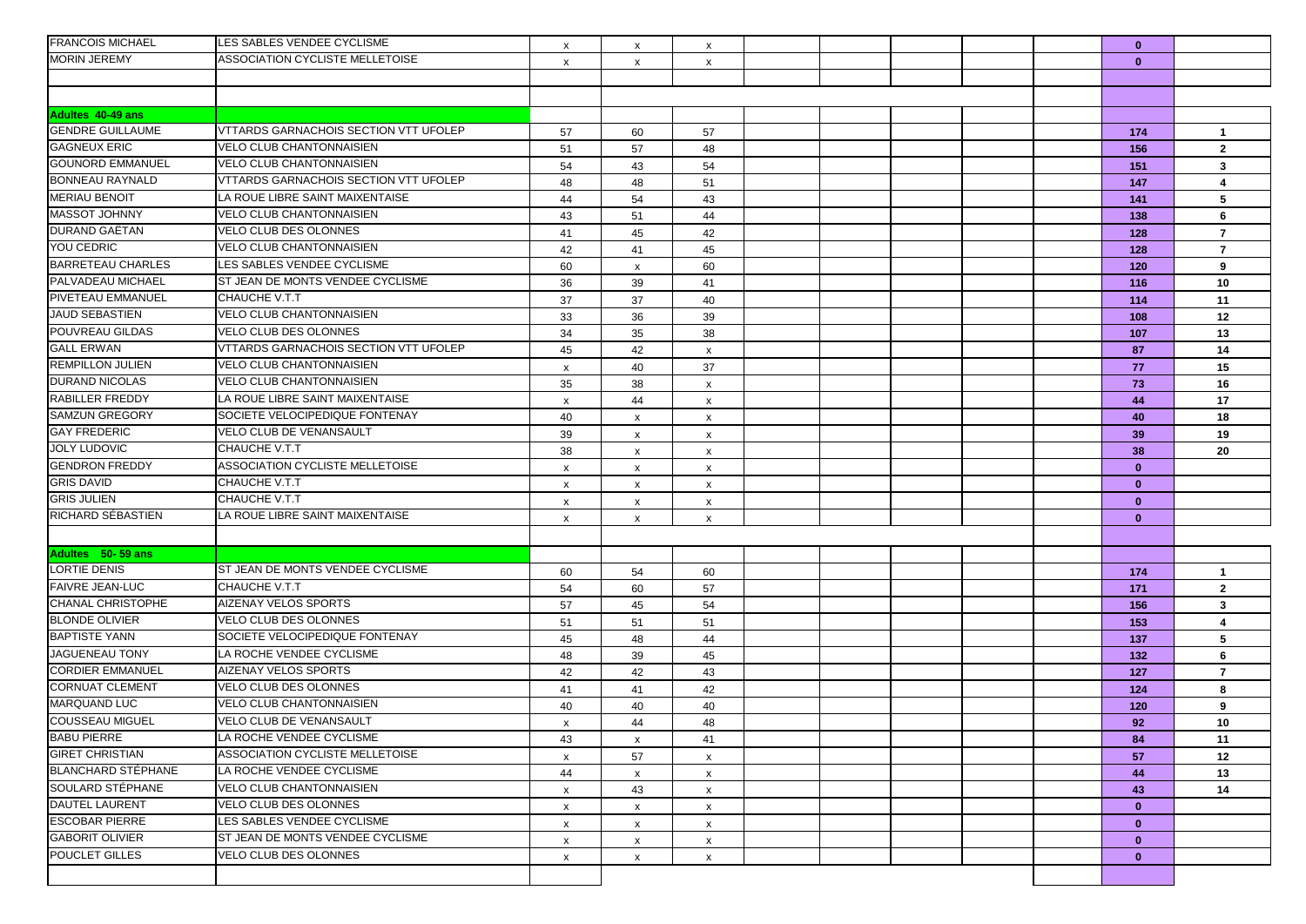| | | | | | | | | | | | |
|---|---|---|---|---|---|---|---|---|---|---|---|
| FRANCOIS MICHAEL | LES SABLES VENDEE CYCLISME | x | x | x | | | | | | **0** | |
| MORIN JEREMY | ASSOCIATION CYCLISTE MELLETOISE | x | x | x | | | | | | **0** | |
| | | | | | | | | | | | |
| | | | | | | | | | | | |
| **Adultes 40-49 ans** | | | | | | | | | | | |
| GENDRE GUILLAUME | VTTARDS GARNACHOIS SECTION VTT UFOLEP | 57 | 60 | 57 | | | | | | **174** | **1** |
| GAGNEUX ERIC | VELO CLUB CHANTONNAISIEN | 51 | 57 | 48 | | | | | | **156** | **2** |
| GOUNORD EMMANUEL | VELO CLUB CHANTONNAISIEN | 54 | 43 | 54 | | | | | | **151** | **3** |
| BONNEAU RAYNALD | VTTARDS GARNACHOIS SECTION VTT UFOLEP | 48 | 48 | 51 | | | | | | **147** | **4** |
| MERIAU BENOIT | LA ROUE LIBRE SAINT MAIXENTAISE | 44 | 54 | 43 | | | | | | **141** | **5** |
| MASSOT JOHNNY | VELO CLUB CHANTONNAISIEN | 43 | 51 | 44 | | | | | | **138** | **6** |
| DURAND GAËTAN | VELO CLUB DES OLONNES | 41 | 45 | 42 | | | | | | **128** | **7** |
| YOU CEDRIC | VELO CLUB CHANTONNAISIEN | 42 | 41 | 45 | | | | | | **128** | **7** |
| BARRETEAU CHARLES | LES SABLES VENDEE CYCLISME | 60 | x | 60 | | | | | | **120** | **9** |
| PALVADEAU MICHAEL | ST JEAN DE MONTS VENDEE CYCLISME | 36 | 39 | 41 | | | | | | **116** | **10** |
| PIVETEAU EMMANUEL | CHAUCHE V.T.T | 37 | 37 | 40 | | | | | | **114** | **11** |
| JAUD SEBASTIEN | VELO CLUB CHANTONNAISIEN | 33 | 36 | 39 | | | | | | **108** | **12** |
| POUVREAU GILDAS | VELO CLUB DES OLONNES | 34 | 35 | 38 | | | | | | **107** | **13** |
| GALL ERWAN | VTTARDS GARNACHOIS SECTION VTT UFOLEP | 45 | 42 | x | | | | | | **87** | **14** |
| REMPILLON JULIEN | VELO CLUB CHANTONNAISIEN | x | 40 | 37 | | | | | | **77** | **15** |
| DURAND NICOLAS | VELO CLUB CHANTONNAISIEN | 35 | 38 | x | | | | | | **73** | **16** |
| RABILLER FREDDY | LA ROUE LIBRE SAINT MAIXENTAISE | x | 44 | x | | | | | | **44** | **17** |
| SAMZUN GREGORY | SOCIETE VELOCIPEDIQUE FONTENAY | 40 | x | x | | | | | | **40** | **18** |
| GAY FREDERIC | VELO CLUB DE VENANSAULT | 39 | x | x | | | | | | **39** | **19** |
| JOLY LUDOVIC | CHAUCHE V.T.T | 38 | x | x | | | | | | **38** | **20** |
| GENDRON FREDDY | ASSOCIATION CYCLISTE MELLETOISE | x | x | x | | | | | | **0** | |
| GRIS DAVID | CHAUCHE V.T.T | x | x | x | | | | | | **0** | |
| GRIS JULIEN | CHAUCHE V.T.T | x | x | x | | | | | | **0** | |
| RICHARD SÉBASTIEN | LA ROUE LIBRE SAINT MAIXENTAISE | x | x | x | | | | | | **0** | |
| | | | | | | | | | | | |
| **Adultes 50- 59 ans** | | | | | | | | | | | |
| LORTIE DENIS | ST JEAN DE MONTS VENDEE CYCLISME | 60 | 54 | 60 | | | | | | **174** | **1** |
| FAIVRE JEAN-LUC | CHAUCHE V.T.T | 54 | 60 | 57 | | | | | | **171** | **2** |
| CHANAL CHRISTOPHE | AIZENAY VELOS SPORTS | 57 | 45 | 54 | | | | | | **156** | **3** |
| BLONDE OLIVIER | VELO CLUB DES OLONNES | 51 | 51 | 51 | | | | | | **153** | **4** |
| BAPTISTE YANN | SOCIETE VELOCIPEDIQUE FONTENAY | 45 | 48 | 44 | | | | | | **137** | **5** |
| JAGUENEAU TONY | LA ROCHE VENDEE CYCLISME | 48 | 39 | 45 | | | | | | **132** | **6** |
| CORDIER EMMANUEL | AIZENAY VELOS SPORTS | 42 | 42 | 43 | | | | | | **127** | **7** |
| CORNUAT CLEMENT | VELO CLUB DES OLONNES | 41 | 41 | 42 | | | | | | **124** | **8** |
| MARQUAND LUC | VELO CLUB CHANTONNAISIEN | 40 | 40 | 40 | | | | | | **120** | **9** |
| COUSSEAU MIGUEL | VELO CLUB DE VENANSAULT | x | 44 | 48 | | | | | | **92** | **10** |
| BABU PIERRE | LA ROCHE VENDEE CYCLISME | 43 | x | 41 | | | | | | **84** | **11** |
| GIRET CHRISTIAN | ASSOCIATION CYCLISTE MELLETOISE | x | 57 | x | | | | | | **57** | **12** |
| BLANCHARD STÉPHANE | LA ROCHE VENDEE CYCLISME | 44 | x | x | | | | | | **44** | **13** |
| SOULARD STÉPHANE | VELO CLUB CHANTONNAISIEN | x | 43 | x | | | | | | **43** | **14** |
| DAUTEL LAURENT | VELO CLUB DES OLONNES | x | x | x | | | | | | **0** | |
| ESCOBAR PIERRE | LES SABLES VENDEE CYCLISME | x | x | x | | | | | | **0** | |
| GABORIT OLIVIER | ST JEAN DE MONTS VENDEE CYCLISME | x | x | x | | | | | | **0** | |
| POUCLET GILLES | VELO CLUB DES OLONNES | x | x | x | | | | | | **0** | |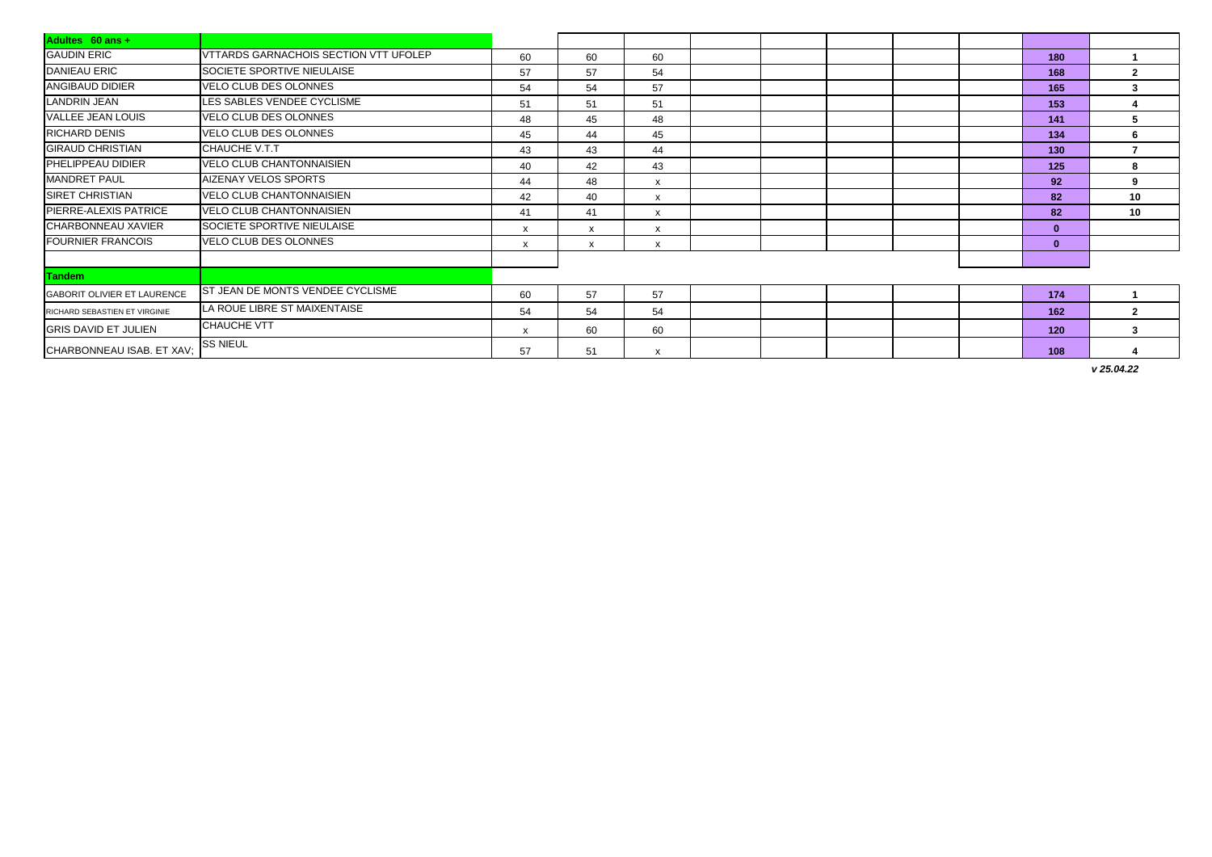| Adultes 60 ans + | | | | | | | | | | | |
|---|---|---|---|---|---|---|---|---|---|---|---|
| GAUDIN ERIC | VTTARDS GARNACHOIS SECTION VTT UFOLEP | 60 | 60 | 60 | | | | | | **180** | **1** |
| DANIEAU ERIC | SOCIETE SPORTIVE NIEULAISE | 57 | 57 | 54 | | | | | | **168** | **2** |
| ANGIBAUD DIDIER | VELO CLUB DES OLONNES | 54 | 54 | 57 | | | | | | **165** | **3** |
| LANDRIN JEAN | LES SABLES VENDEE CYCLISME | 51 | 51 | 51 | | | | | | **153** | **4** |
| VALLEE JEAN LOUIS | VELO CLUB DES OLONNES | 48 | 45 | 48 | | | | | | **141** | **5** |
| RICHARD DENIS | VELO CLUB DES OLONNES | 45 | 44 | 45 | | | | | | **134** | **6** |
| GIRAUD CHRISTIAN | CHAUCHE V.T.T | 43 | 43 | 44 | | | | | | **130** | **7** |
| PHELIPPEAU DIDIER | VELO CLUB CHANTONNAISIEN | 40 | 42 | 43 | | | | | | **125** | **8** |
| MANDRET PAUL | AIZENAY VELOS SPORTS | 44 | 48 | x | | | | | | **92** | **9** |
| SIRET CHRISTIAN | VELO CLUB CHANTONNAISIEN | 42 | 40 | x | | | | | | **82** | **10** |
| PIERRE-ALEXIS PATRICE | VELO CLUB CHANTONNAISIEN | 41 | 41 | x | | | | | | **82** | **10** |
| CHARBONNEAU XAVIER | SOCIETE SPORTIVE NIEULAISE | x | x | x | | | | | | **0** | |
| FOURNIER FRANCOIS | VELO CLUB DES OLONNES | x | x | x | | | | | | **0** | |
| | | | | | | | | | | | |
| **Tandem** | | | | | | | | | | | |
| GABORIT OLIVIER ET LAURENCE | ST JEAN DE MONTS VENDEE CYCLISME | 60 | 57 | 57 | | | | | | **174** | **1** |
| RICHARD SEBASTIEN ET VIRGINIE | LA ROUE LIBRE ST MAIXENTAISE | 54 | 54 | 54 | | | | | | **162** | **2** |
| GRIS DAVID ET JULIEN | CHAUCHE VTT | x | 60 | 60 | | | | | | **120** | **3** |
| CHARBONNEAU ISAB. ET XAV; | SS NIEUL | 57 | 51 | x | | | | | | **108** | **4** |

***v 25.04.22***